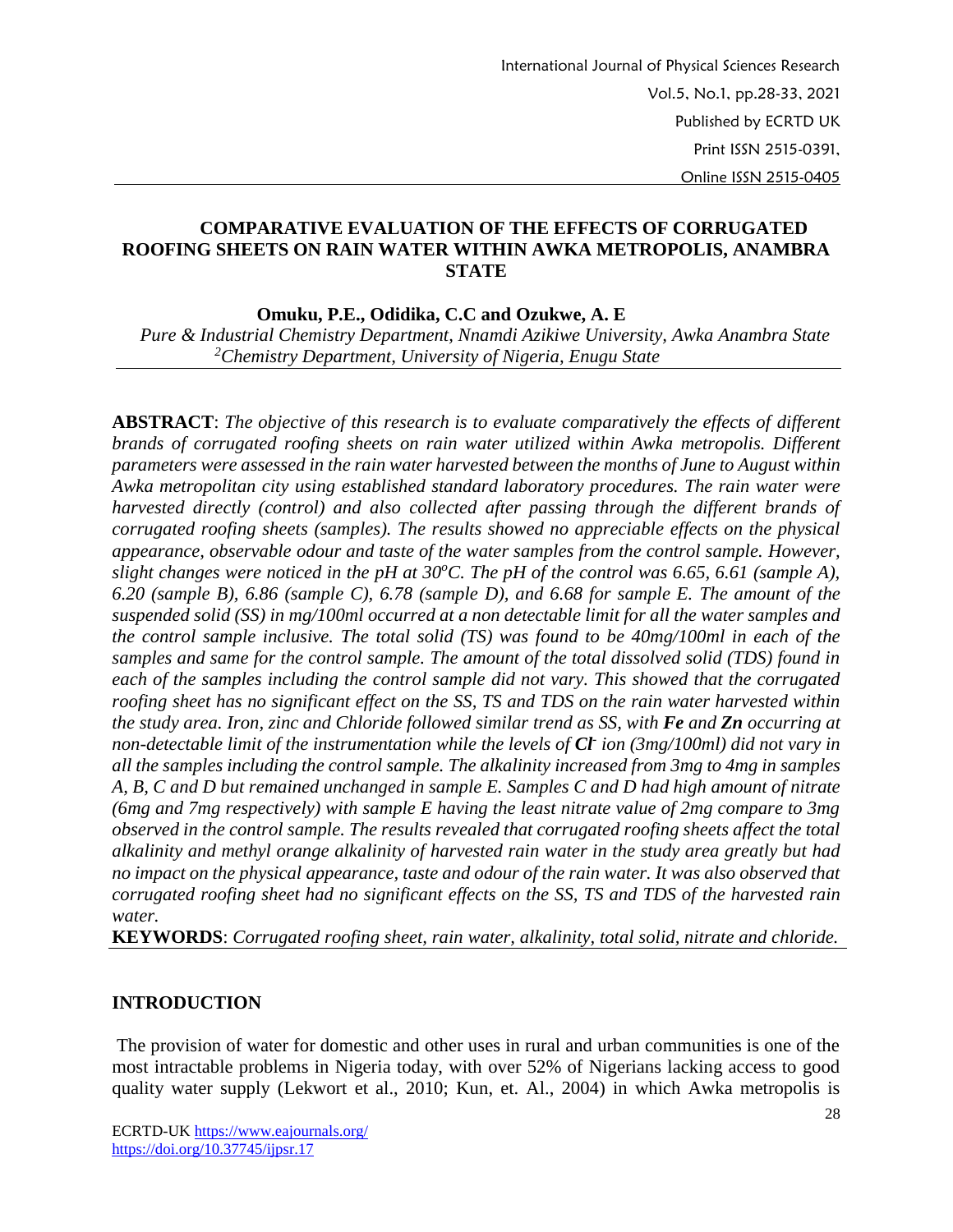# COMPARATIVE EVALUATION OF THE EFFECTS OF CORRUGATED ROOFING SHEETS ON RAIN WATER WITHIN AWKA METROPOLIS, ANAMBRA STATE

**Omuku, P.E., Odidika, C.C and Ozukwe, A. E**

*Pure & Industrial Chemistry Department, Nnamdi Azikiwe University, Awka Anambra State*
*[2]Chemistry Department, University of Nigeria, Enugu State*

**ABSTRACT**: *The objective of this research is to evaluate comparatively the effects of different brands of corrugated roofing sheets on rain water utilized within Awka metropolis. Different parameters were assessed in the rain water harvested between the months of June to August within Awka metropolitan city using established standard laboratory procedures. The rain water were harvested directly (control) and also collected after passing through the different brands of corrugated roofing sheets (samples). The results showed no appreciable effects on the physical appearance, observable odour and taste of the water samples from the control sample. However, slight changes were noticed in the pH at 30°C. The pH of the control was 6.65, 6.61 (sample A), 6.20 (sample B), 6.86 (sample C), 6.78 (sample D), and 6.68 for sample E. The amount of the suspended solid (SS) in mg/100ml occurred at a non detectable limit for all the water samples and the control sample inclusive. The total solid (TS) was found to be 40mg/100ml in each of the samples and same for the control sample. The amount of the total dissolved solid (TDS) found in each of the samples including the control sample did not vary. This showed that the corrugated roofing sheet has no significant effect on the SS, TS and TDS on the rain water harvested within the study area. Iron, zinc and Chloride followed similar trend as SS, with **Fe** and **Zn** occurring at non-detectable limit of the instrumentation while the levels of $\mathbf{Cl^-}$ ion (3mg/100ml) did not vary in all the samples including the control sample. The alkalinity increased from 3mg to 4mg in samples A, B, C and D but remained unchanged in sample E. Samples C and D had high amount of nitrate (6mg and 7mg respectively) with sample E having the least nitrate value of 2mg compare to 3mg observed in the control sample. The results revealed that corrugated roofing sheets affect the total alkalinity and methyl orange alkalinity of harvested rain water in the study area greatly but had no impact on the physical appearance, taste and odour of the rain water. It was also observed that corrugated roofing sheet had no significant effects on the SS, TS and TDS of the harvested rain water.*

**KEYWORDS**: *Corrugated roofing sheet, rain water, alkalinity, total solid, nitrate and chloride.*

## INTRODUCTION

The provision of water for domestic and other uses in rural and urban communities is one of the most intractable problems in Nigeria today, with over 52% of Nigerians lacking access to good quality water supply (Lekwort et al., 2010; Kun, et. Al., 2004) in which Awka metropolis is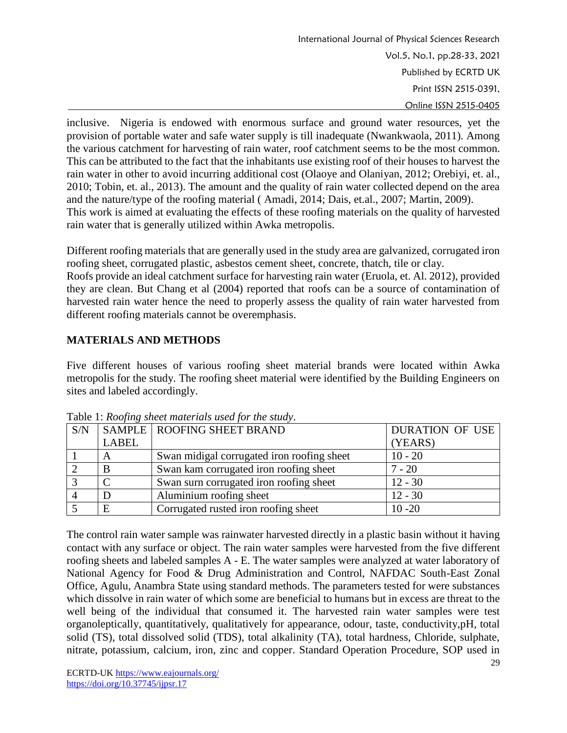inclusive. Nigeria is endowed with enormous surface and ground water resources, yet the provision of portable water and safe water supply is till inadequate (Nwankwaola, 2011). Among the various catchment for harvesting of rain water, roof catchment seems to be the most common. This can be attributed to the fact that the inhabitants use existing roof of their houses to harvest the rain water in other to avoid incurring additional cost (Olaoye and Olaniyan, 2012; Orebiyi, et. al., 2010; Tobin, et. al., 2013). The amount and the quality of rain water collected depend on the area and the nature/type of the roofing material ( Amadi, 2014; Dais, et.al., 2007; Martin, 2009).
This work is aimed at evaluating the effects of these roofing materials on the quality of harvested rain water that is generally utilized within Awka metropolis.

Different roofing materials that are generally used in the study area are galvanized, corrugated iron roofing sheet, corrugated plastic, asbestos cement sheet, concrete, thatch, tile or clay.
Roofs provide an ideal catchment surface for harvesting rain water (Eruola, et. Al. 2012), provided they are clean. But Chang et al (2004) reported that roofs can be a source of contamination of harvested rain water hence the need to properly assess the quality of rain water harvested from different roofing materials cannot be overemphasis.

## MATERIALS AND METHODS

Five different houses of various roofing sheet material brands were located within Awka metropolis for the study. The roofing sheet material were identified by the Building Engineers on sites and labeled accordingly.

Table 1: *Roofing sheet materials used for the study*.

| S/N | SAMPLE LABEL | ROOFING SHEET BRAND | DURATION OF USE (YEARS) |
|---|---|---|---|
| 1 | A | Swan midigal corrugated iron roofing sheet | 10 - 20 |
| 2 | B | Swan kam corrugated iron roofing sheet | 7 - 20 |
| 3 | C | Swan surn corrugated iron roofing sheet | 12 - 30 |
| 4 | D | Aluminium roofing sheet | 12 - 30 |
| 5 | E | Corrugated rusted iron roofing sheet | 10 -20 |

The control rain water sample was rainwater harvested directly in a plastic basin without it having contact with any surface or object. The rain water samples were harvested from the five different roofing sheets and labeled samples A - E. The water samples were analyzed at water laboratory of National Agency for Food & Drug Administration and Control, NAFDAC South-East Zonal Office, Agulu, Anambra State using standard methods. The parameters tested for were substances which dissolve in rain water of which some are beneficial to humans but in excess are threat to the well being of the individual that consumed it. The harvested rain water samples were test organoleptically, quantitatively, qualitatively for appearance, odour, taste, conductivity,pH, total solid (TS), total dissolved solid (TDS), total alkalinity (TA), total hardness, Chloride, sulphate, nitrate, potassium, calcium, iron, zinc and copper. Standard Operation Procedure, SOP used in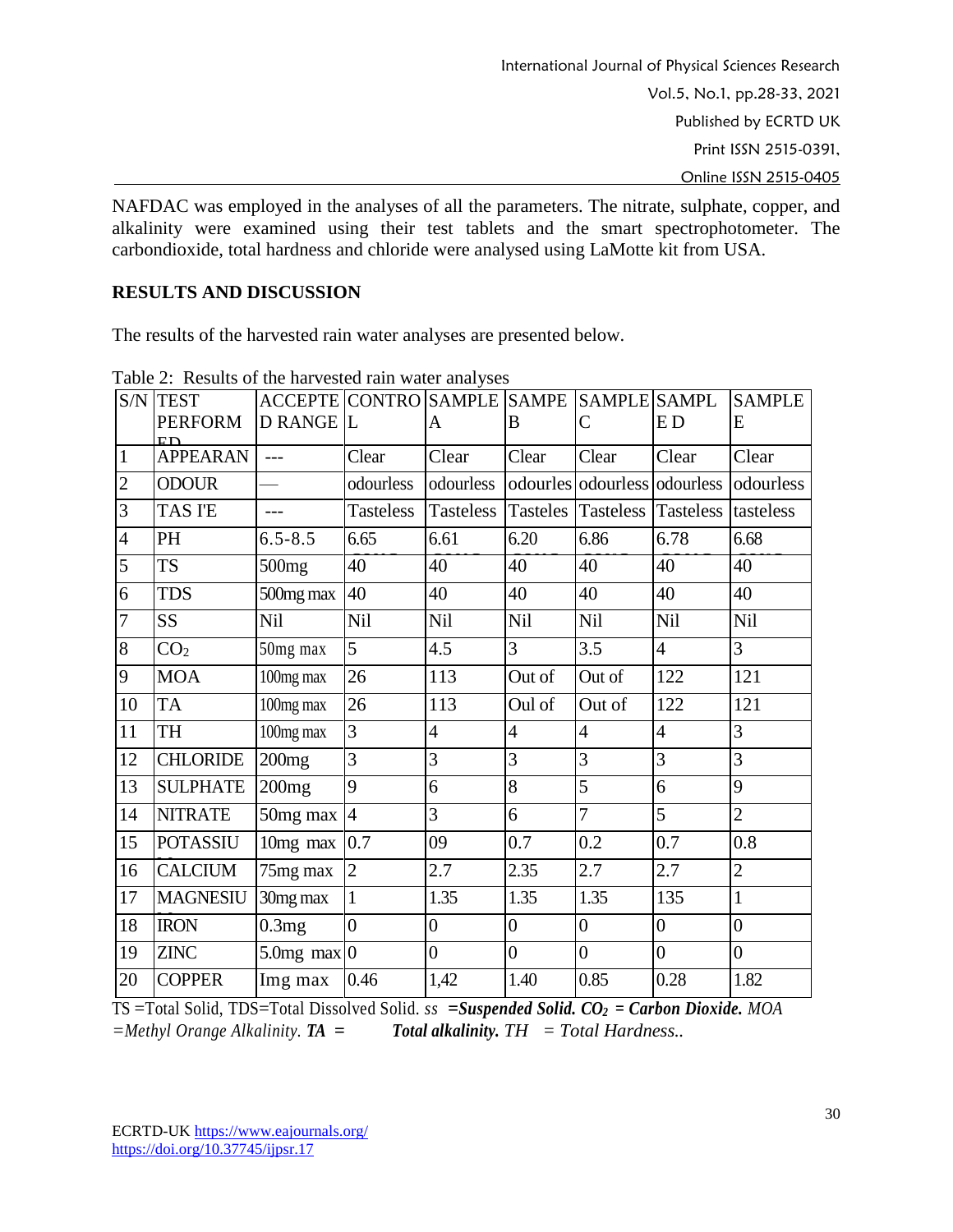NAFDAC was employed in the analyses of all the parameters. The nitrate, sulphate, copper, and alkalinity were examined using their test tablets and the smart spectrophotometer. The carbondioxide, total hardness and chloride were analysed using LaMotte kit from USA.

## RESULTS AND DISCUSSION

The results of the harvested rain water analyses are presented below.

Table 2: Results of the harvested rain water analyses

| S/N | TEST PERFORMED | ACCEPTED RANGE | CONTROL | SAMPLE A | SAMPE B | SAMPLE C | SAMPLE D | SAMPLE E |
|---|---|---|---|---|---|---|---|---|
| 1 | APPEARAN | --- | Clear | Clear | Clear | Clear | Clear | Clear |
| 2 | ODOUR | — | odourless | odourless | odourles | odourless | odourless | odourless |
| 3 | TAS I'E | --- | Tasteless | Tasteless | Tasteles | Tasteless | Tasteless | tasteless |
| 4 | PH | 6.5-8.5 | 6.65 | 6.61 | 6.20 | 6.86 | 6.78 | 6.68 |
| 5 | TS | 500mg | 40 | 40 | 40 | 40 | 40 | 40 |
| 6 | TDS | 500mg max | 40 | 40 | 40 | 40 | 40 | 40 |
| 7 | SS | Nil | Nil | Nil | Nil | Nil | Nil | Nil |
| 8 | $CO_2$ | 50mg max | 5 | 4.5 | 3 | 3.5 | 4 | 3 |
| 9 | MOA | 100mg max | 26 | 113 | Out of | Out of | 122 | 121 |
| 10 | TA | 100mg max | 26 | 113 | Oul of | Out of | 122 | 121 |
| 11 | TH | 100mg max | 3 | 4 | 4 | 4 | 4 | 3 |
| 12 | CHLORIDE | 200mg | 3 | 3 | 3 | 3 | 3 | 3 |
| 13 | SULPHATE | 200mg | 9 | 6 | 8 | 5 | 6 | 9 |
| 14 | NITRATE | 50mg max | 4 | 3 | 6 | 7 | 5 | 2 |
| 15 | POTASSIU | 10mg max | 0.7 | 09 | 0.7 | 0.2 | 0.7 | 0.8 |
| 16 | CALCIUM | 75mg max | 2 | 2.7 | 2.35 | 2.7 | 2.7 | 2 |
| 17 | MAGNESIU | 30mg max | 1 | 1.35 | 1.35 | 1.35 | 135 | 1 |
| 18 | IRON | 0.3mg | 0 | 0 | 0 | 0 | 0 | 0 |
| 19 | ZINC | 5.0mg max | 0 | 0 | 0 | 0 | 0 | 0 |
| 20 | COPPER | Img max | 0.46 | 1,42 | 1.40 | 0.85 | 0.28 | 1.82 |

TS =Total Solid, TDS=Total Dissolved Solid. *ss* ***=Suspended Solid. $CO_2$ = Carbon Dioxide.*** *MOA =Methyl Orange Alkalinity.* ***TA = Total alkalinity.*** *TH = Total Hardness..*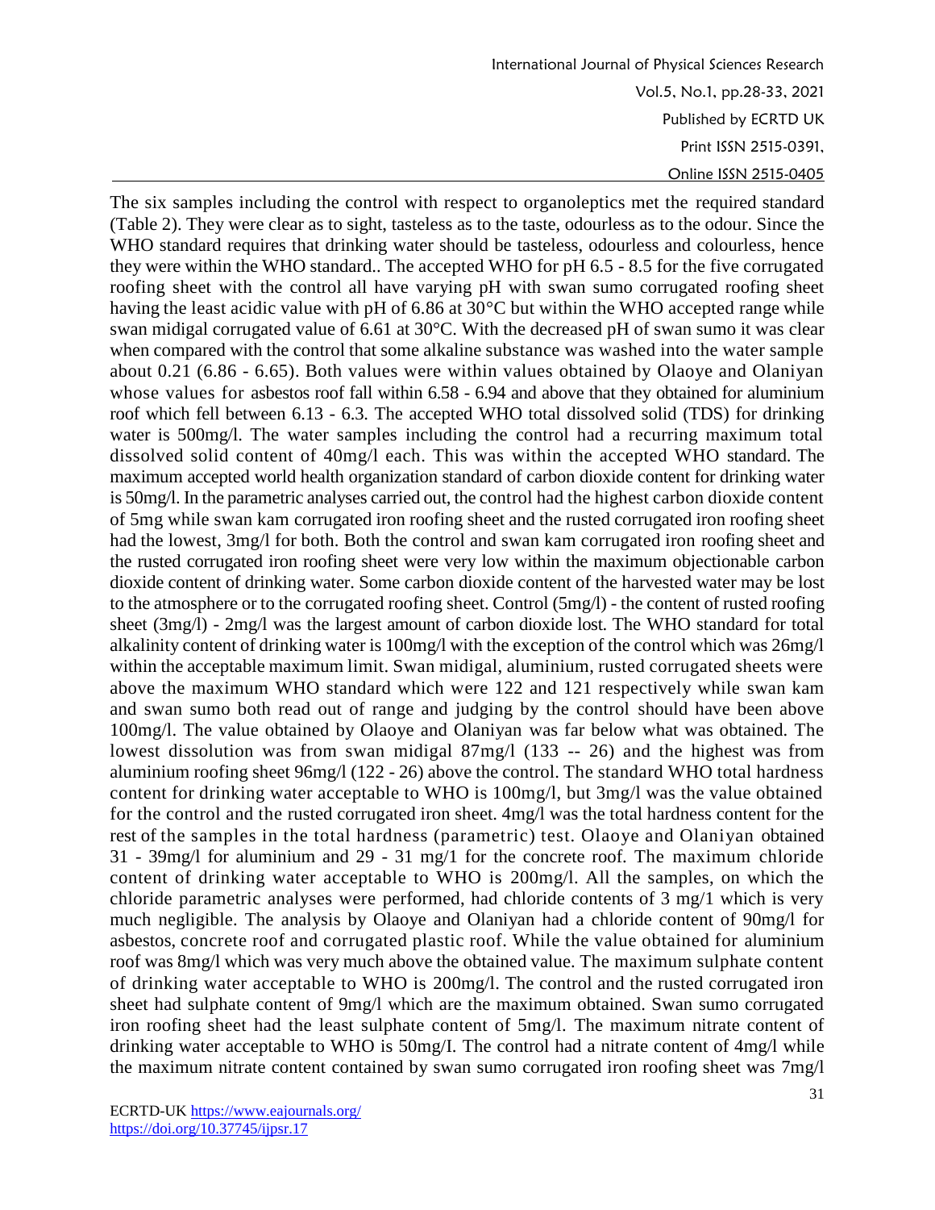The six samples including the control with respect to organoleptics met the required standard (Table 2). They were clear as to sight, tasteless as to the taste, odourless as to the odour. Since the WHO standard requires that drinking water should be tasteless, odourless and colourless, hence they were within the WHO standard.. The accepted WHO for pH 6.5 - 8.5 for the five corrugated roofing sheet with the control all have varying pH with swan sumo corrugated roofing sheet having the least acidic value with pH of 6.86 at 30°C but within the WHO accepted range while swan midigal corrugated value of 6.61 at 30°C. With the decreased pH of swan sumo it was clear when compared with the control that some alkaline substance was washed into the water sample about 0.21 (6.86 - 6.65). Both values were within values obtained by Olaoye and Olaniyan whose values for asbestos roof fall within 6.58 - 6.94 and above that they obtained for aluminium roof which fell between 6.13 - 6.3. The accepted WHO total dissolved solid (TDS) for drinking water is 500mg/l. The water samples including the control had a recurring maximum total dissolved solid content of 40mg/l each. This was within the accepted WHO standard. The maximum accepted world health organization standard of carbon dioxide content for drinking water is 50mg/l. In the parametric analyses carried out, the control had the highest carbon dioxide content of 5mg while swan kam corrugated iron roofing sheet and the rusted corrugated iron roofing sheet had the lowest, 3mg/l for both. Both the control and swan kam corrugated iron roofing sheet and the rusted corrugated iron roofing sheet were very low within the maximum objectionable carbon dioxide content of drinking water. Some carbon dioxide content of the harvested water may be lost to the atmosphere or to the corrugated roofing sheet. Control (5mg/l) - the content of rusted roofing sheet (3mg/l) - 2mg/l was the largest amount of carbon dioxide lost. The WHO standard for total alkalinity content of drinking water is 100mg/l with the exception of the control which was 26mg/l within the acceptable maximum limit. Swan midigal, aluminium, rusted corrugated sheets were above the maximum WHO standard which were 122 and 121 respectively while swan kam and swan sumo both read out of range and judging by the control should have been above 100mg/l. The value obtained by Olaoye and Olaniyan was far below what was obtained. The lowest dissolution was from swan midigal 87mg/l (133 -- 26) and the highest was from aluminium roofing sheet 96mg/l (122 - 26) above the control. The standard WHO total hardness content for drinking water acceptable to WHO is 100mg/l, but 3mg/l was the value obtained for the control and the rusted corrugated iron sheet. 4mg/l was the total hardness content for the rest of the samples in the total hardness (parametric) test. Olaoye and Olaniyan obtained 31 - 39mg/l for aluminium and 29 - 31 mg/1 for the concrete roof. The maximum chloride content of drinking water acceptable to WHO is 200mg/l. All the samples, on which the chloride parametric analyses were performed, had chloride contents of 3 mg/1 which is very much negligible. The analysis by Olaoye and Olaniyan had a chloride content of 90mg/l for asbestos, concrete roof and corrugated plastic roof. While the value obtained for aluminium roof was 8mg/l which was very much above the obtained value. The maximum sulphate content of drinking water acceptable to WHO is 200mg/l. The control and the rusted corrugated iron sheet had sulphate content of 9mg/l which are the maximum obtained. Swan sumo corrugated iron roofing sheet had the least sulphate content of 5mg/l. The maximum nitrate content of drinking water acceptable to WHO is 50mg/I. The control had a nitrate content of 4mg/l while the maximum nitrate content contained by swan sumo corrugated iron roofing sheet was 7mg/l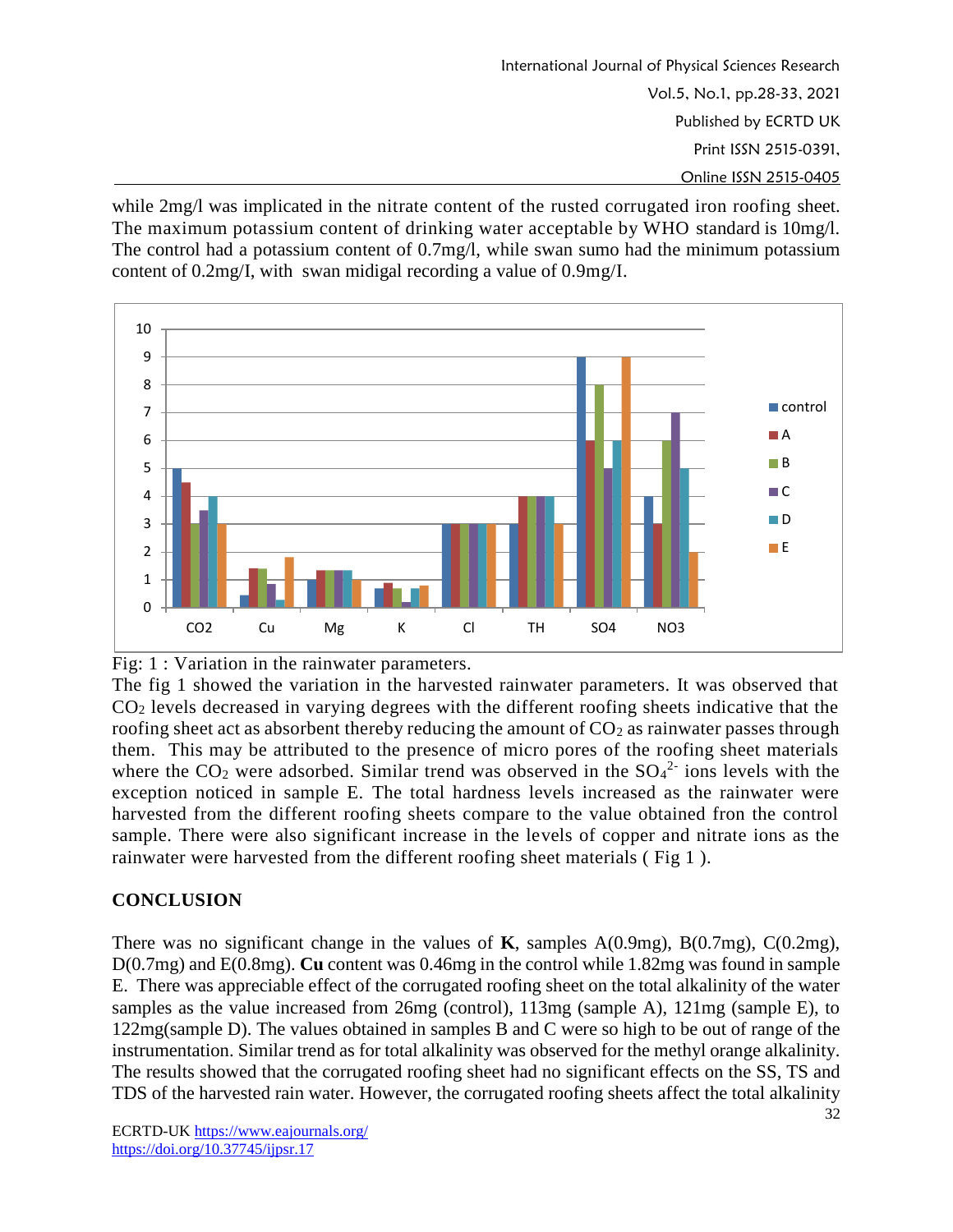while 2mg/l was implicated in the nitrate content of the rusted corrugated iron roofing sheet. The maximum potassium content of drinking water acceptable by WHO standard is 10mg/l. The control had a potassium content of 0.7mg/l, while swan sumo had the minimum potassium content of 0.2mg/I, with swan midigal recording a value of 0.9mg/I.

Fig: 1 : Variation in the rainwater parameters.

The fig 1 showed the variation in the harvested rainwater parameters. It was observed that $CO_2$ levels decreased in varying degrees with the different roofing sheets indicative that the roofing sheet act as absorbent thereby reducing the amount of $CO_2$ as rainwater passes through them. This may be attributed to the presence of micro pores of the roofing sheet materials where the $CO_2$ were adsorbed. Similar trend was observed in the $SO_4^{2-}$ ions levels with the exception noticed in sample E. The total hardness levels increased as the rainwater were harvested from the different roofing sheets compare to the value obtained fron the control sample. There were also significant increase in the levels of copper and nitrate ions as the rainwater were harvested from the different roofing sheet materials ( Fig 1 ).

## CONCLUSION

There was no significant change in the values of **K**, samples A(0.9mg), B(0.7mg), C(0.2mg), D(0.7mg) and E(0.8mg). **Cu** content was 0.46mg in the control while 1.82mg was found in sample E. There was appreciable effect of the corrugated roofing sheet on the total alkalinity of the water samples as the value increased from 26mg (control), 113mg (sample A), 121mg (sample E), to 122mg(sample D). The values obtained in samples B and C were so high to be out of range of the instrumentation. Similar trend as for total alkalinity was observed for the methyl orange alkalinity. The results showed that the corrugated roofing sheet had no significant effects on the SS, TS and TDS of the harvested rain water. However, the corrugated roofing sheets affect the total alkalinity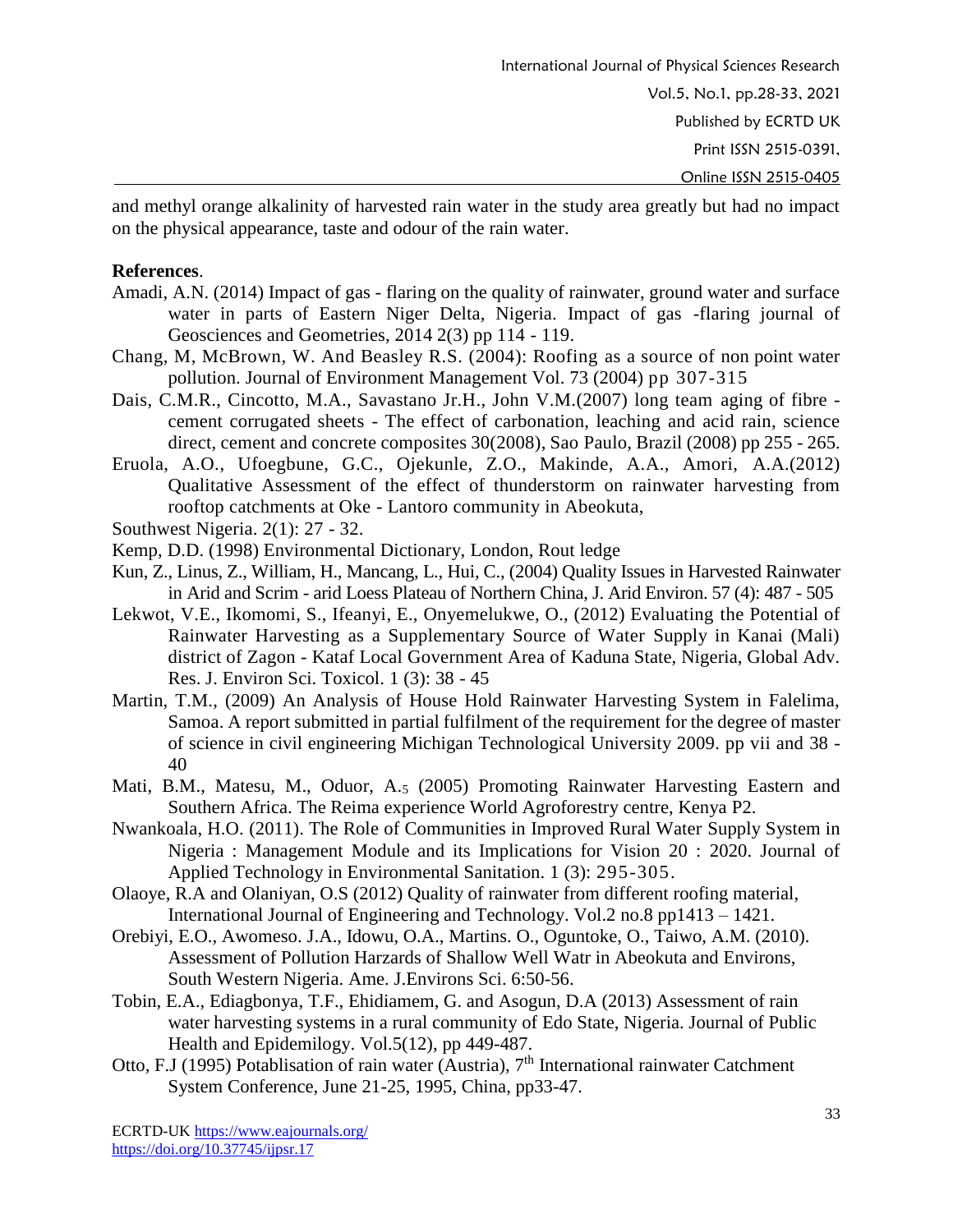and methyl orange alkalinity of harvested rain water in the study area greatly but had no impact on the physical appearance, taste and odour of the rain water.

**References**.

Amadi, A.N. (2014) Impact of gas - flaring on the quality of rainwater, ground water and surface water in parts of Eastern Niger Delta, Nigeria. Impact of gas -flaring journal of Geosciences and Geometries, 2014 2(3) pp 114 - 119.

Chang, M, McBrown, W. And Beasley R.S. (2004): Roofing as a source of non point water pollution. Journal of Environment Management Vol. 73 (2004) pp 307-315

Dais, C.M.R., Cincotto, M.A., Savastano Jr.H., John V.M.(2007) long team aging of fibre - cement corrugated sheets - The effect of carbonation, leaching and acid rain, science direct, cement and concrete composites 30(2008), Sao Paulo, Brazil (2008) pp 255 - 265.

Eruola, A.O., Ufoegbune, G.C., Ojekunle, Z.O., Makinde, A.A., Amori, A.A.(2012) Qualitative Assessment of the effect of thunderstorm on rainwater harvesting from rooftop catchments at Oke - Lantoro community in Abeokuta,
Southwest Nigeria. 2(1): 27 - 32.

Kemp, D.D. (1998) Environmental Dictionary, London, Rout ledge

Kun, Z., Linus, Z., William, H., Mancang, L., Hui, C., (2004) Quality Issues in Harvested Rainwater in Arid and Scrim - arid Loess Plateau of Northern China, J. Arid Environ. 57 (4): 487 - 505

Lekwot, V.E., Ikomomi, S., Ifeanyi, E., Onyemelukwe, O., (2012) Evaluating the Potential of Rainwater Harvesting as a Supplementary Source of Water Supply in Kanai (Mali) district of Zagon - Kataf Local Government Area of Kaduna State, Nigeria, Global Adv. Res. J. Environ Sci. Toxicol. 1 (3): 38 - 45

Martin, T.M., (2009) An Analysis of House Hold Rainwater Harvesting System in Falelima, Samoa. A report submitted in partial fulfilment of the requirement for the degree of master of science in civil engineering Michigan Technological University 2009. pp vii and 38 - 40

Mati, B.M., Matesu, M., Oduor, A.5 (2005) Promoting Rainwater Harvesting Eastern and Southern Africa. The Reima experience World Agroforestry centre, Kenya P2.

Nwankoala, H.O. (2011). The Role of Communities in Improved Rural Water Supply System in Nigeria : Management Module and its Implications for Vision 20 : 2020. Journal of Applied Technology in Environmental Sanitation. 1 (3): 295-305.

Olaoye, R.A and Olaniyan, O.S (2012) Quality of rainwater from different roofing material, International Journal of Engineering and Technology. Vol.2 no.8 pp1413 – 1421.

Orebiyi, E.O., Awomeso. J.A., Idowu, O.A., Martins. O., Oguntoke, O., Taiwo, A.M. (2010). Assessment of Pollution Harzards of Shallow Well Watr in Abeokuta and Environs, South Western Nigeria. Ame. J.Environs Sci. 6:50-56.

Tobin, E.A., Ediagbonya, T.F., Ehidiamem, G. and Asogun, D.A (2013) Assessment of rain water harvesting systems in a rural community of Edo State, Nigeria. Journal of Public Health and Epidemilogy. Vol.5(12), pp 449-487.

Otto, F.J (1995) Potablisation of rain water (Austria), 7th International rainwater Catchment System Conference, June 21-25, 1995, China, pp33-47.